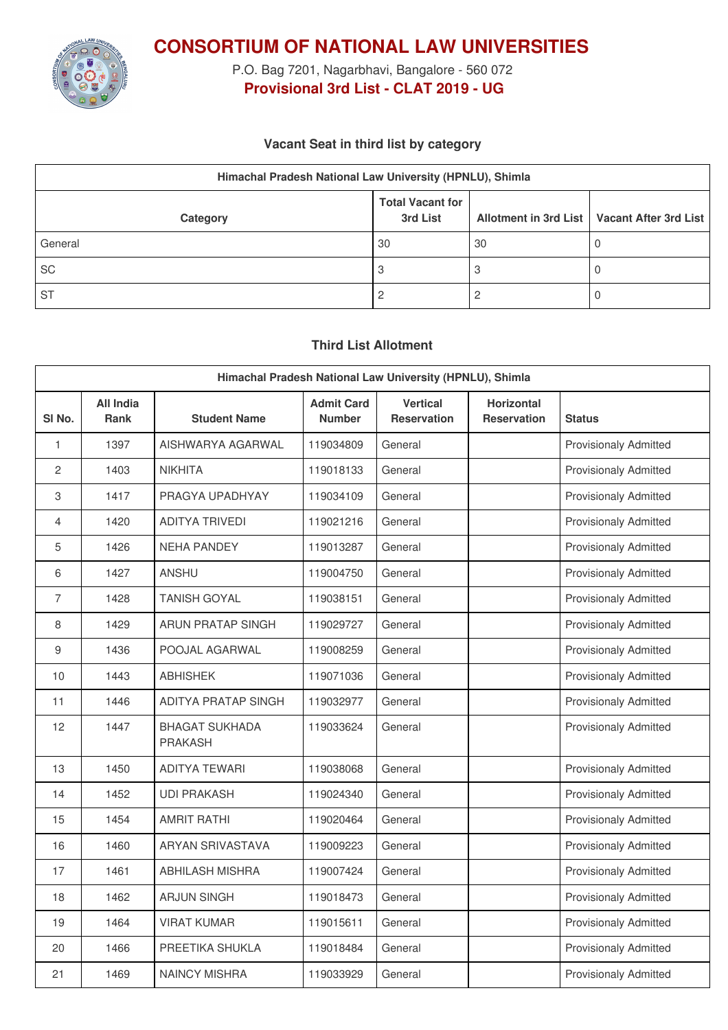# CONSORTIUM OF NATIONAL LAW UNIVERSITIES

P.O. Bag 7201, Nagarbhavi, Bangalore - 560 072

**Provisional 3rd List - CLAT 2019 - UG**

### Vacant Seat in third list by category

| Himachal Pradesh National Law University (HPNLU), Shimla | | | |
|---|---|---|---|
| Category | Total Vacant for 3rd List | Allotment in 3rd List | Vacant After 3rd List |
| General | 30 | 30 | 0 |
| SC | 3 | 3 | 0 |
| ST | 2 | 2 | 0 |

### Third List Allotment

| Himachal Pradesh National Law University (HPNLU), Shimla | | | | | | |
|---|---|---|---|---|---|---|
| Sl No. | All India Rank | Student Name | Admit Card Number | Vertical Reservation | Horizontal Reservation | Status |
| 1 | 1397 | AISHWARYA AGARWAL | 119034809 | General | | Provisionaly Admitted |
| 2 | 1403 | NIKHITA | 119018133 | General | | Provisionaly Admitted |
| 3 | 1417 | PRAGYA UPADHYAY | 119034109 | General | | Provisionaly Admitted |
| 4 | 1420 | ADITYA TRIVEDI | 119021216 | General | | Provisionaly Admitted |
| 5 | 1426 | NEHA PANDEY | 119013287 | General | | Provisionaly Admitted |
| 6 | 1427 | ANSHU | 119004750 | General | | Provisionaly Admitted |
| 7 | 1428 | TANISH GOYAL | 119038151 | General | | Provisionaly Admitted |
| 8 | 1429 | ARUN PRATAP SINGH | 119029727 | General | | Provisionaly Admitted |
| 9 | 1436 | POOJAL AGARWAL | 119008259 | General | | Provisionaly Admitted |
| 10 | 1443 | ABHISHEK | 119071036 | General | | Provisionaly Admitted |
| 11 | 1446 | ADITYA PRATAP SINGH | 119032977 | General | | Provisionaly Admitted |
| 12 | 1447 | BHAGAT SUKHADA PRAKASH | 119033624 | General | | Provisionaly Admitted |
| 13 | 1450 | ADITYA TEWARI | 119038068 | General | | Provisionaly Admitted |
| 14 | 1452 | UDI PRAKASH | 119024340 | General | | Provisionaly Admitted |
| 15 | 1454 | AMRIT RATHI | 119020464 | General | | Provisionaly Admitted |
| 16 | 1460 | ARYAN SRIVASTAVA | 119009223 | General | | Provisionaly Admitted |
| 17 | 1461 | ABHILASH MISHRA | 119007424 | General | | Provisionaly Admitted |
| 18 | 1462 | ARJUN SINGH | 119018473 | General | | Provisionaly Admitted |
| 19 | 1464 | VIRAT KUMAR | 119015611 | General | | Provisionaly Admitted |
| 20 | 1466 | PREETIKA SHUKLA | 119018484 | General | | Provisionaly Admitted |
| 21 | 1469 | NAINCY MISHRA | 119033929 | General | | Provisionaly Admitted |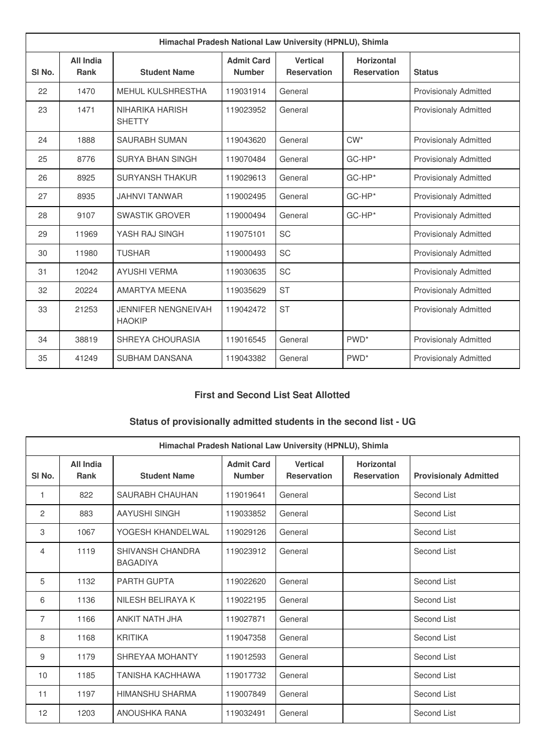| Himachal Pradesh National Law University (HPNLU), Shimla | | | | | | |
|---|---|---|---|---|---|---|
| Sl No. | All India Rank | Student Name | Admit Card Number | Vertical Reservation | Horizontal Reservation | Status |
| 22 | 1470 | MEHUL KULSHRESTHA | 119031914 | General | | Provisionaly Admitted |
| 23 | 1471 | NIHARIKA HARISH SHETTY | 119023952 | General | | Provisionaly Admitted |
| 24 | 1888 | SAURABH SUMAN | 119043620 | General | CW* | Provisionaly Admitted |
| 25 | 8776 | SURYA BHAN SINGH | 119070484 | General | GC-HP* | Provisionaly Admitted |
| 26 | 8925 | SURYANSH THAKUR | 119029613 | General | GC-HP* | Provisionaly Admitted |
| 27 | 8935 | JAHNVI TANWAR | 119002495 | General | GC-HP* | Provisionaly Admitted |
| 28 | 9107 | SWASTIK GROVER | 119000494 | General | GC-HP* | Provisionaly Admitted |
| 29 | 11969 | YASH RAJ SINGH | 119075101 | SC | | Provisionaly Admitted |
| 30 | 11980 | TUSHAR | 119000493 | SC | | Provisionaly Admitted |
| 31 | 12042 | AYUSHI VERMA | 119030635 | SC | | Provisionaly Admitted |
| 32 | 20224 | AMARTYA MEENA | 119035629 | ST | | Provisionaly Admitted |
| 33 | 21253 | JENNIFER NENGNEIVAH HAOKIP | 119042472 | ST | | Provisionaly Admitted |
| 34 | 38819 | SHREYA CHOURASIA | 119016545 | General | PWD* | Provisionaly Admitted |
| 35 | 41249 | SUBHAM DANSANA | 119043382 | General | PWD* | Provisionaly Admitted |

### First and Second List Seat Allotted

### Status of provisionally admitted students in the second list - UG

| Himachal Pradesh National Law University (HPNLU), Shimla | | | | | | |
|---|---|---|---|---|---|---|
| Sl No. | All India Rank | Student Name | Admit Card Number | Vertical Reservation | Horizontal Reservation | Provisionaly Admitted |
| 1 | 822 | SAURABH CHAUHAN | 119019641 | General | | Second List |
| 2 | 883 | AAYUSHI SINGH | 119033852 | General | | Second List |
| 3 | 1067 | YOGESH KHANDELWAL | 119029126 | General | | Second List |
| 4 | 1119 | SHIVANSH CHANDRA BAGADIYA | 119023912 | General | | Second List |
| 5 | 1132 | PARTH GUPTA | 119022620 | General | | Second List |
| 6 | 1136 | NILESH BELIRAYA K | 119022195 | General | | Second List |
| 7 | 1166 | ANKIT NATH JHA | 119027871 | General | | Second List |
| 8 | 1168 | KRITIKA | 119047358 | General | | Second List |
| 9 | 1179 | SHREYAA MOHANTY | 119012593 | General | | Second List |
| 10 | 1185 | TANISHA KACHHAWA | 119017732 | General | | Second List |
| 11 | 1197 | HIMANSHU SHARMA | 119007849 | General | | Second List |
| 12 | 1203 | ANOUSHKA RANA | 119032491 | General | | Second List |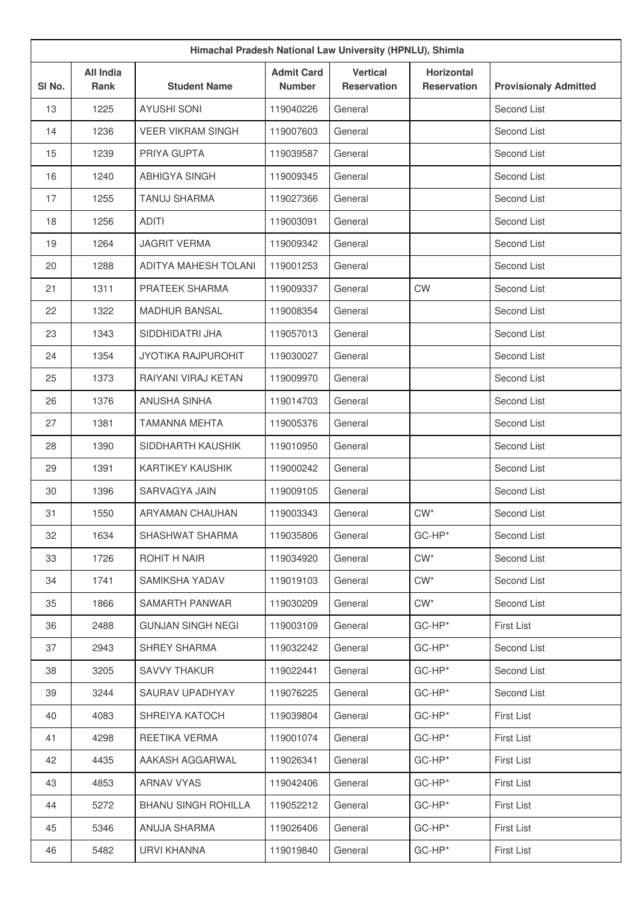| Himachal Pradesh National Law University (HPNLU), Shimla | | | | | | |
|---|---|---|---|---|---|---|
| Sl No. | All India Rank | Student Name | Admit Card Number | Vertical Reservation | Horizontal Reservation | Provisionaly Admitted |
| 13 | 1225 | AYUSHI SONI | 119040226 | General | | Second List |
| 14 | 1236 | VEER VIKRAM SINGH | 119007603 | General | | Second List |
| 15 | 1239 | PRIYA GUPTA | 119039587 | General | | Second List |
| 16 | 1240 | ABHIGYA SINGH | 119009345 | General | | Second List |
| 17 | 1255 | TANUJ SHARMA | 119027366 | General | | Second List |
| 18 | 1256 | ADITI | 119003091 | General | | Second List |
| 19 | 1264 | JAGRIT VERMA | 119009342 | General | | Second List |
| 20 | 1288 | ADITYA MAHESH TOLANI | 119001253 | General | | Second List |
| 21 | 1311 | PRATEEK SHARMA | 119009337 | General | CW | Second List |
| 22 | 1322 | MADHUR BANSAL | 119008354 | General | | Second List |
| 23 | 1343 | SIDDHIDATRI JHA | 119057013 | General | | Second List |
| 24 | 1354 | JYOTIKA RAJPUROHIT | 119030027 | General | | Second List |
| 25 | 1373 | RAIYANI VIRAJ KETAN | 119009970 | General | | Second List |
| 26 | 1376 | ANUSHA SINHA | 119014703 | General | | Second List |
| 27 | 1381 | TAMANNA MEHTA | 119005376 | General | | Second List |
| 28 | 1390 | SIDDHARTH KAUSHIK | 119010950 | General | | Second List |
| 29 | 1391 | KARTIKEY KAUSHIK | 119000242 | General | | Second List |
| 30 | 1396 | SARVAGYA JAIN | 119009105 | General | | Second List |
| 31 | 1550 | ARYAMAN CHAUHAN | 119003343 | General | CW* | Second List |
| 32 | 1634 | SHASHWAT SHARMA | 119035806 | General | GC-HP* | Second List |
| 33 | 1726 | ROHIT H NAIR | 119034920 | General | CW* | Second List |
| 34 | 1741 | SAMIKSHA YADAV | 119019103 | General | CW* | Second List |
| 35 | 1866 | SAMARTH PANWAR | 119030209 | General | CW* | Second List |
| 36 | 2488 | GUNJAN SINGH NEGI | 119003109 | General | GC-HP* | First List |
| 37 | 2943 | SHREY SHARMA | 119032242 | General | GC-HP* | Second List |
| 38 | 3205 | SAVVY THAKUR | 119022441 | General | GC-HP* | Second List |
| 39 | 3244 | SAURAV UPADHYAY | 119076225 | General | GC-HP* | Second List |
| 40 | 4083 | SHREIYA KATOCH | 119039804 | General | GC-HP* | First List |
| 41 | 4298 | REETIKA VERMA | 119001074 | General | GC-HP* | First List |
| 42 | 4435 | AAKASH AGGARWAL | 119026341 | General | GC-HP* | First List |
| 43 | 4853 | ARNAV VYAS | 119042406 | General | GC-HP* | First List |
| 44 | 5272 | BHANU SINGH ROHILLA | 119052212 | General | GC-HP* | First List |
| 45 | 5346 | ANUJA SHARMA | 119026406 | General | GC-HP* | First List |
| 46 | 5482 | URVI KHANNA | 119019840 | General | GC-HP* | First List |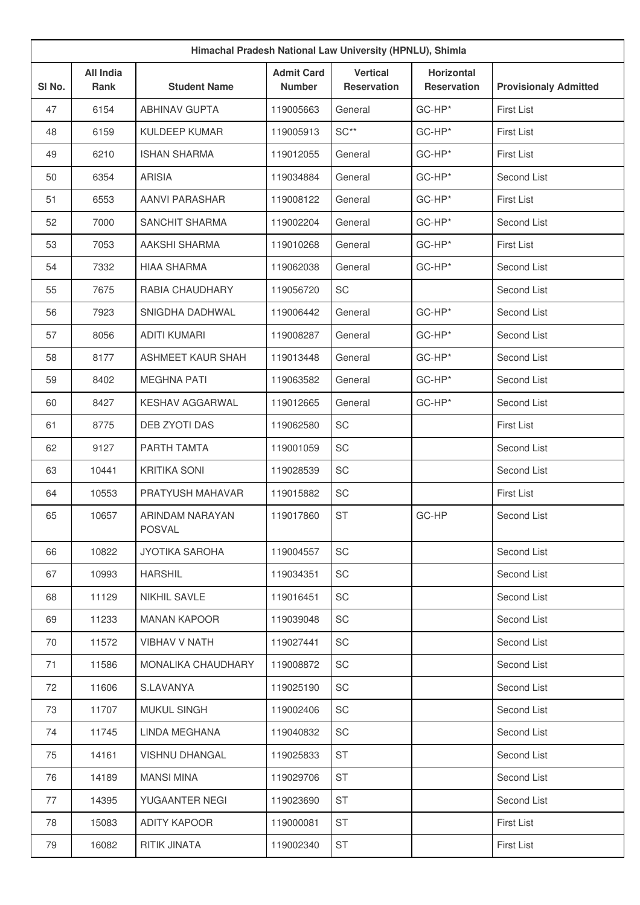| Himachal Pradesh National Law University (HPNLU), Shimla | | | | | | |
|---|---|---|---|---|---|---|
| Sl No. | All India Rank | Student Name | Admit Card Number | Vertical Reservation | Horizontal Reservation | Provisionaly Admitted |
| 47 | 6154 | ABHINAV GUPTA | 119005663 | General | GC-HP* | First List |
| 48 | 6159 | KULDEEP KUMAR | 119005913 | SC** | GC-HP* | First List |
| 49 | 6210 | ISHAN SHARMA | 119012055 | General | GC-HP* | First List |
| 50 | 6354 | ARISIA | 119034884 | General | GC-HP* | Second List |
| 51 | 6553 | AANVI PARASHAR | 119008122 | General | GC-HP* | First List |
| 52 | 7000 | SANCHIT SHARMA | 119002204 | General | GC-HP* | Second List |
| 53 | 7053 | AAKSHI SHARMA | 119010268 | General | GC-HP* | First List |
| 54 | 7332 | HIAA SHARMA | 119062038 | General | GC-HP* | Second List |
| 55 | 7675 | RABIA CHAUDHARY | 119056720 | SC | | Second List |
| 56 | 7923 | SNIGDHA DADHWAL | 119006442 | General | GC-HP* | Second List |
| 57 | 8056 | ADITI KUMARI | 119008287 | General | GC-HP* | Second List |
| 58 | 8177 | ASHMEET KAUR SHAH | 119013448 | General | GC-HP* | Second List |
| 59 | 8402 | MEGHNA PATI | 119063582 | General | GC-HP* | Second List |
| 60 | 8427 | KESHAV AGGARWAL | 119012665 | General | GC-HP* | Second List |
| 61 | 8775 | DEB ZYOTI DAS | 119062580 | SC | | First List |
| 62 | 9127 | PARTH TAMTA | 119001059 | SC | | Second List |
| 63 | 10441 | KRITIKA SONI | 119028539 | SC | | Second List |
| 64 | 10553 | PRATYUSH MAHAVAR | 119015882 | SC | | First List |
| 65 | 10657 | ARINDAM NARAYAN POSVAL | 119017860 | ST | GC-HP | Second List |
| 66 | 10822 | JYOTIKA SAROHA | 119004557 | SC | | Second List |
| 67 | 10993 | HARSHIL | 119034351 | SC | | Second List |
| 68 | 11129 | NIKHIL SAVLE | 119016451 | SC | | Second List |
| 69 | 11233 | MANAN KAPOOR | 119039048 | SC | | Second List |
| 70 | 11572 | VIBHAV V NATH | 119027441 | SC | | Second List |
| 71 | 11586 | MONALIKA CHAUDHARY | 119008872 | SC | | Second List |
| 72 | 11606 | S.LAVANYA | 119025190 | SC | | Second List |
| 73 | 11707 | MUKUL SINGH | 119002406 | SC | | Second List |
| 74 | 11745 | LINDA MEGHANA | 119040832 | SC | | Second List |
| 75 | 14161 | VISHNU DHANGAL | 119025833 | ST | | Second List |
| 76 | 14189 | MANSI MINA | 119029706 | ST | | Second List |
| 77 | 14395 | YUGAANTER NEGI | 119023690 | ST | | Second List |
| 78 | 15083 | ADITY KAPOOR | 119000081 | ST | | First List |
| 79 | 16082 | RITIK JINATA | 119002340 | ST | | First List |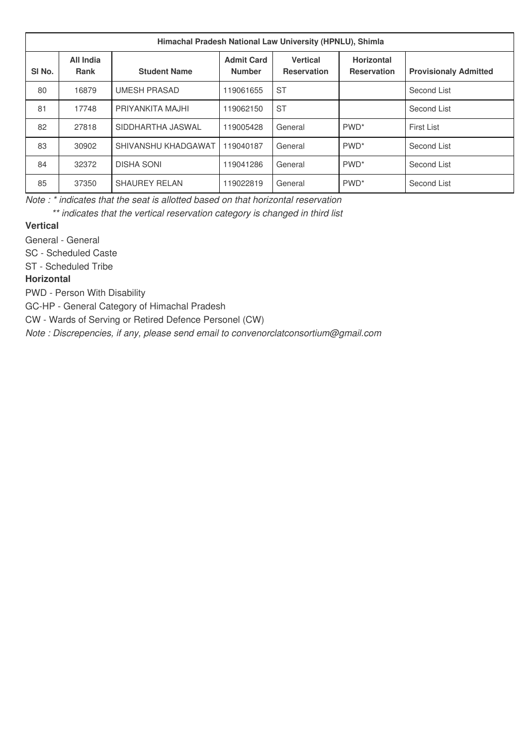| Himachal Pradesh National Law University (HPNLU), Shimla | | | | | | |
|---|---|---|---|---|---|---|
| Sl No. | All India Rank | Student Name | Admit Card Number | Vertical Reservation | Horizontal Reservation | Provisionaly Admitted |
| 80 | 16879 | UMESH PRASAD | 119061655 | ST | | Second List |
| 81 | 17748 | PRIYANKITA MAJHI | 119062150 | ST | | Second List |
| 82 | 27818 | SIDDHARTHA JASWAL | 119005428 | General | PWD* | First List |
| 83 | 30902 | SHIVANSHU KHADGAWAT | 119040187 | General | PWD* | Second List |
| 84 | 32372 | DISHA SONI | 119041286 | General | PWD* | Second List |
| 85 | 37350 | SHAUREY RELAN | 119022819 | General | PWD* | Second List |

*Note : * indicates that the seat is allotted based on that horizontal reservation*

*** indicates that the vertical reservation category is changed in third list*

**Vertical**

General - General

SC - Scheduled Caste

ST - Scheduled Tribe

**Horizontal**

PWD - Person With Disability

GC-HP - General Category of Himachal Pradesh

CW - Wards of Serving or Retired Defence Personel (CW)

*Note : Discrepencies, if any, please send email to convenorclatconsortium@gmail.com*